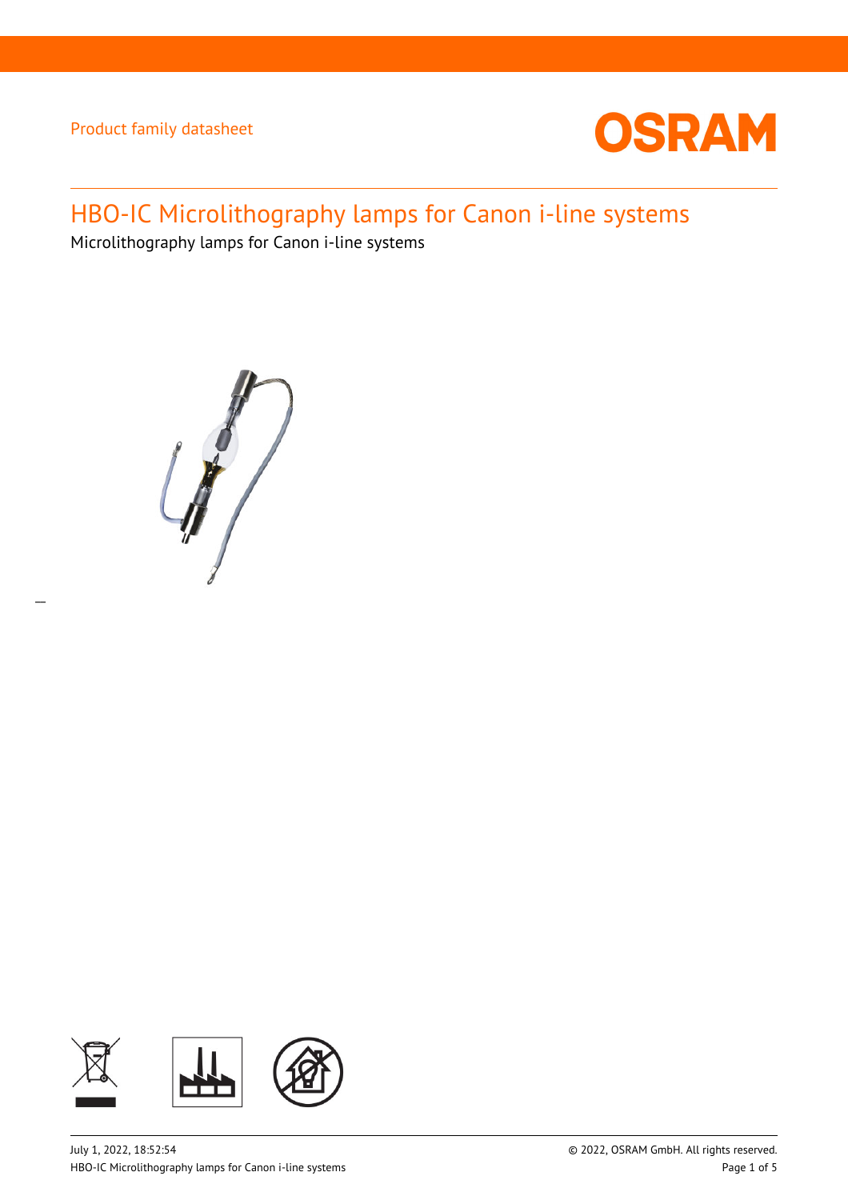Product family datasheet

# HBO-IC Microlithography lamps for Canon i-line systems

Microlithography lamps for Canon i-line systems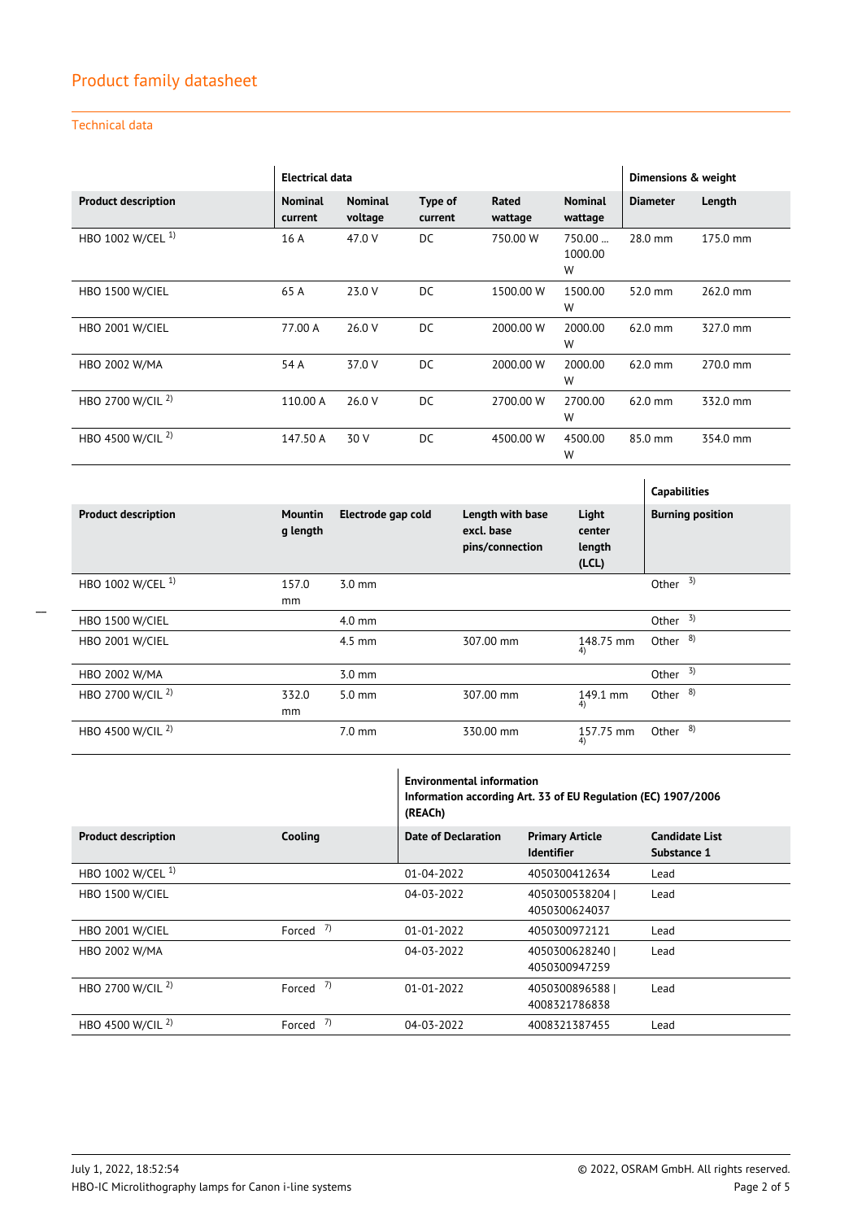## Product family datasheet

### Technical data

| | Electrical data | | | | | Dimensions & weight | |
|---|---|---|---|---|---|---|---|
| **Product description** | **Nominal current** | **Nominal voltage** | **Type of current** | **Rated wattage** | **Nominal wattage** | **Diameter** | **Length** |
| HBO 1002 W/CEL [1] | 16 A | 47.0 V | DC | 750.00 W | 750.00 ... 1000.00 W | 28.0 mm | 175.0 mm |
| HBO 1500 W/CIEL | 65 A | 23.0 V | DC | 1500.00 W | 1500.00 W | 52.0 mm | 262.0 mm |
| HBO 2001 W/CIEL | 77.00 A | 26.0 V | DC | 2000.00 W | 2000.00 W | 62.0 mm | 327.0 mm |
| HBO 2002 W/MA | 54 A | 37.0 V | DC | 2000.00 W | 2000.00 W | 62.0 mm | 270.0 mm |
| HBO 2700 W/CIL [2] | 110.00 A | 26.0 V | DC | 2700.00 W | 2700.00 W | 62.0 mm | 332.0 mm |
| HBO 4500 W/CIL [2] | 147.50 A | 30 V | DC | 4500.00 W | 4500.00 W | 85.0 mm | 354.0 mm |

| | | | | | Capabilities |
|---|---|---|---|---|---|
| **Product description** | **Mounting length** | **Electrode gap cold** | **Length with base excl. base pins/connection** | **Light center length (LCL)** | **Burning position** |
| HBO 1002 W/CEL [1] | 157.0 mm | 3.0 mm | | | Other [3] |
| HBO 1500 W/CIEL | | 4.0 mm | | | Other [3] |
| HBO 2001 W/CIEL | | 4.5 mm | 307.00 mm | 148.75 mm [4] | Other [8] |
| HBO 2002 W/MA | | 3.0 mm | | | Other [3] |
| HBO 2700 W/CIL [2] | 332.0 mm | 5.0 mm | 307.00 mm | 149.1 mm [4] | Other [8] |
| HBO 4500 W/CIL [2] | | 7.0 mm | 330.00 mm | 157.75 mm [4] | Other [8] |

| | | Environmental information Information according Art. 33 of EU Regulation (EC) 1907/2006 (REACh) | | |
|---|---|---|---|---|
| **Product description** | **Cooling** | **Date of Declaration** | **Primary Article Identifier** | **Candidate List Substance 1** |
| HBO 1002 W/CEL [1] | | 01-04-2022 | 4050300412634 | Lead |
| HBO 1500 W/CIEL | | 04-03-2022 | 4050300538204 \| 4050300624037 | Lead |
| HBO 2001 W/CIEL | Forced [7] | 01-01-2022 | 4050300972121 | Lead |
| HBO 2002 W/MA | | 04-03-2022 | 4050300628240 \| 4050300947259 | Lead |
| HBO 2700 W/CIL [2] | Forced [7] | 01-01-2022 | 4050300896588 \| 4008321786838 | Lead |
| HBO 4500 W/CIL [2] | Forced [7] | 04-03-2022 | 4008321387455 | Lead |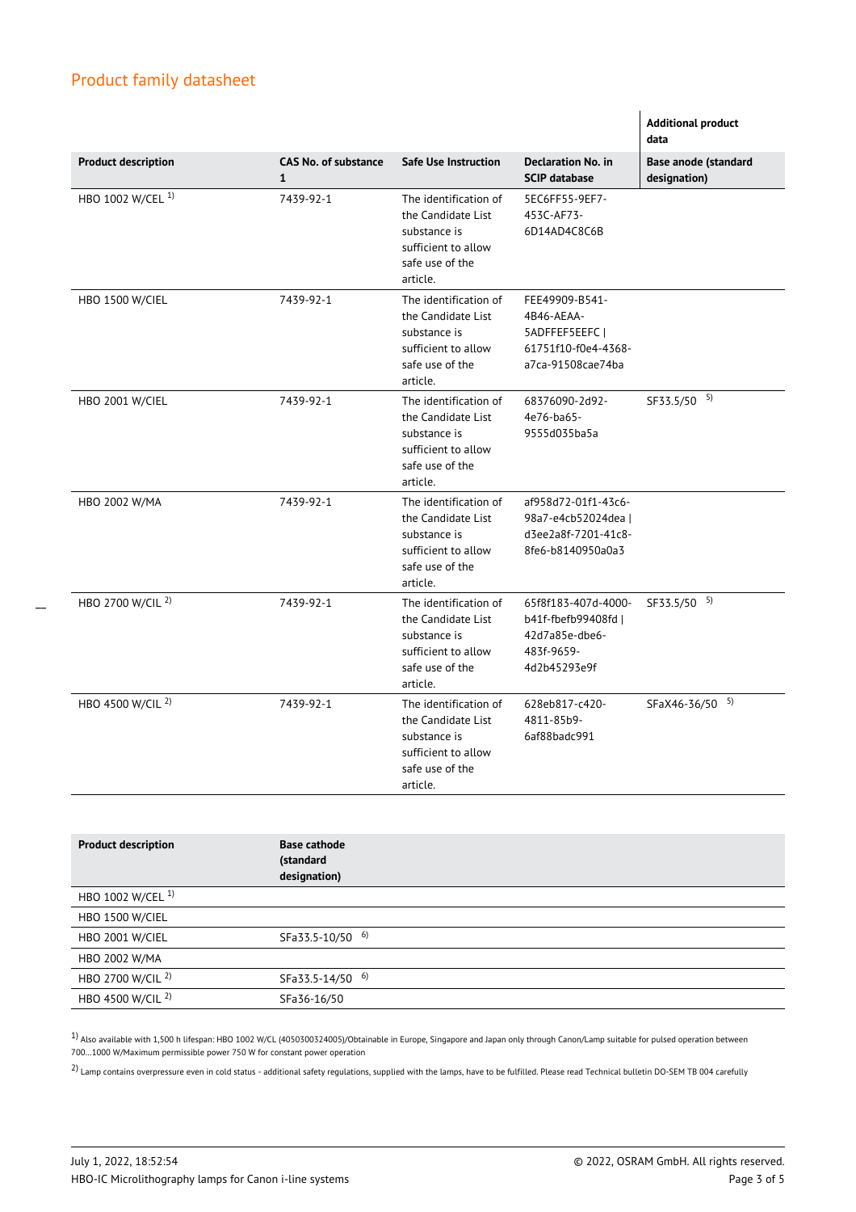# Product family datasheet

| | | | | Additional product data |
|---|---|---|---|---|
| **Product description** | **CAS No. of substance 1** | **Safe Use Instruction** | **Declaration No. in SCIP database** | **Base anode (standard designation)** |
| HBO 1002 W/CEL [1) ] | 7439-92-1 | The identification of the Candidate List substance is sufficient to allow safe use of the article. | 5EC6FF55-9EF7-453C-AF73-6D14AD4C8C6B | |
| HBO 1500 W/CIEL | 7439-92-1 | The identification of the Candidate List substance is sufficient to allow safe use of the article. | FEE49909-B541-4B46-AEAA-5ADFFEF5EEFC \| 61751f10-f0e4-4368-a7ca-91508cae74ba | |
| HBO 2001 W/CIEL | 7439-92-1 | The identification of the Candidate List substance is sufficient to allow safe use of the article. | 68376090-2d92-4e76-ba65-9555d035ba5a | SF33.5/50 [5)] |
| HBO 2002 W/MA | 7439-92-1 | The identification of the Candidate List substance is sufficient to allow safe use of the article. | af958d72-01f1-43c6-98a7-e4cb52024dea \| d3ee2a8f-7201-41c8-8fe6-b8140950a0a3 | |
| HBO 2700 W/CIL [2)] | 7439-92-1 | The identification of the Candidate List substance is sufficient to allow safe use of the article. | 65f8f183-407d-4000-b41f-fbefb99408fd \| 42d7a85e-dbe6-483f-9659-4d2b45293e9f | SF33.5/50 [5)] |
| HBO 4500 W/CIL [2)] | 7439-92-1 | The identification of the Candidate List substance is sufficient to allow safe use of the article. | 628eb817-c420-4811-85b9-6af88badc991 | SFaX46-36/50 [5)] |

| **Product description** | **Base cathode (standard designation)** |
|---|---|
| HBO 1002 W/CEL [1)] | |
| HBO 1500 W/CIEL | |
| HBO 2001 W/CIEL | SFa33.5-10/50 [6)] |
| HBO 2002 W/MA | |
| HBO 2700 W/CIL [2)] | SFa33.5-14/50 [6)] |
| HBO 4500 W/CIL [2)] | SFa36-16/50 |

[1)] Also available with 1,500 h lifespan: HBO 1002 W/CL (4050300324005)/Obtainable in Europe, Singapore and Japan only through Canon/Lamp suitable for pulsed operation between 700...1000 W/Maximum permissible power 750 W for constant power operation

[2)] Lamp contains overpressure even in cold status - additional safety regulations, supplied with the lamps, have to be fulfilled. Please read Technical bulletin DO-SEM TB 004 carefully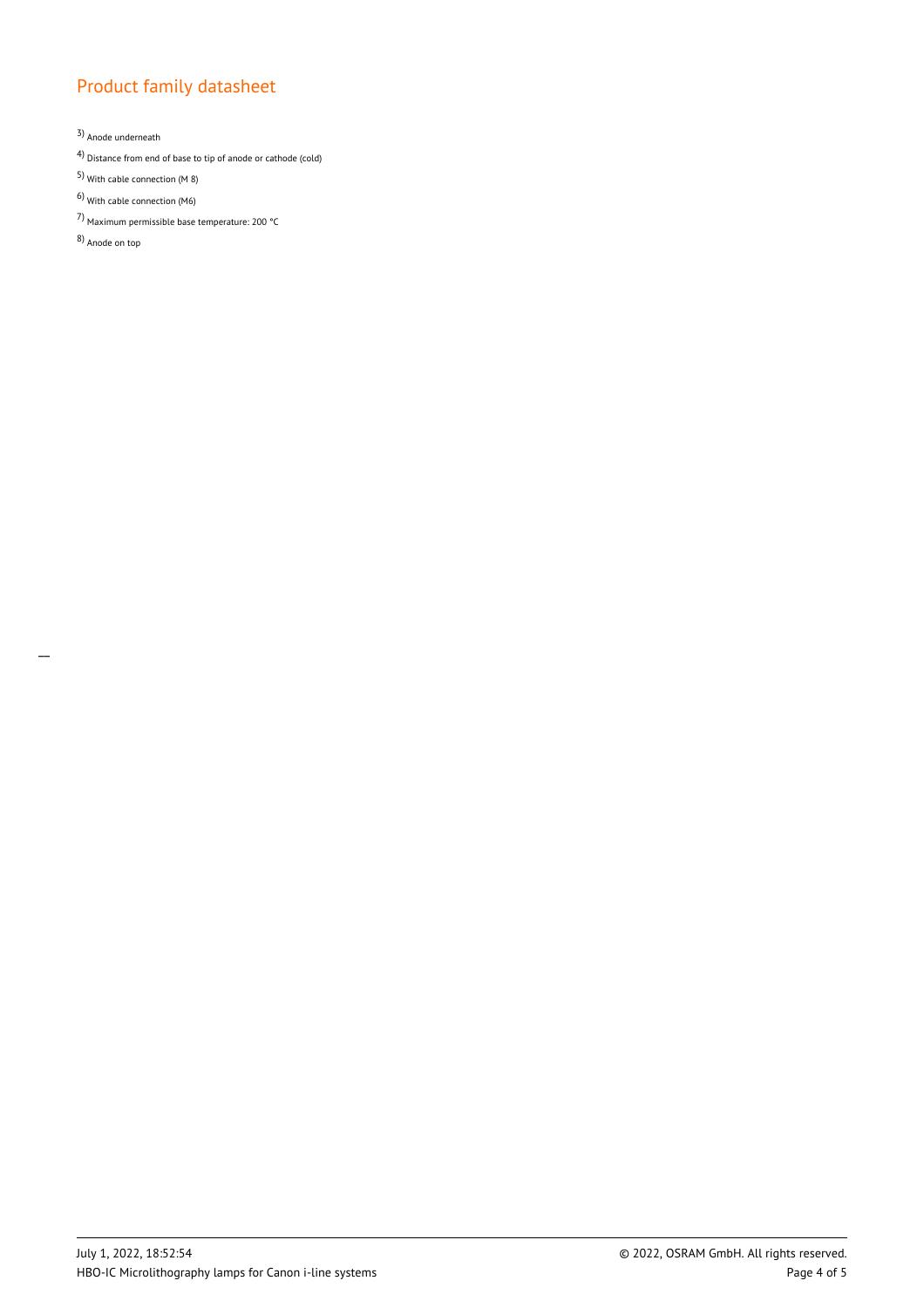[3] Anode underneath

[4] Distance from end of base to tip of anode or cathode (cold)

[5] With cable connection (M 8)

[6] With cable connection (M6)

[7] Maximum permissible base temperature: 200 °C

[8] Anode on top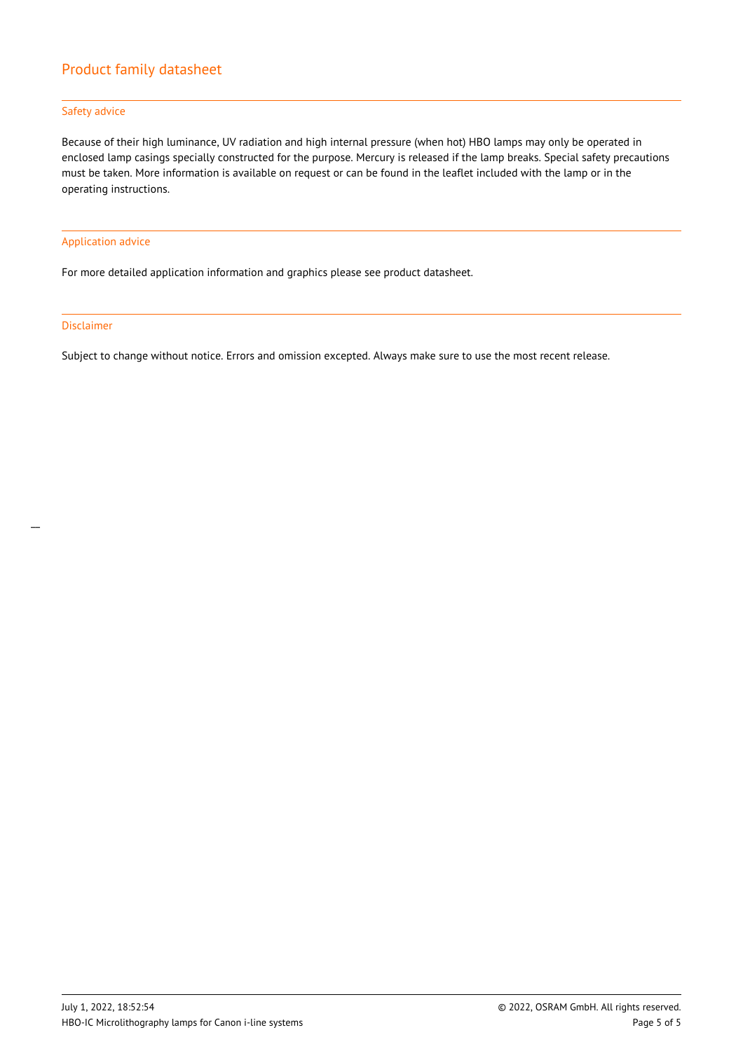# Product family datasheet

## Safety advice

Because of their high luminance, UV radiation and high internal pressure (when hot) HBO lamps may only be operated in enclosed lamp casings specially constructed for the purpose. Mercury is released if the lamp breaks. Special safety precautions must be taken. More information is available on request or can be found in the leaflet included with the lamp or in the operating instructions.

## Application advice

For more detailed application information and graphics please see product datasheet.

## Disclaimer

Subject to change without notice. Errors and omission excepted. Always make sure to use the most recent release.